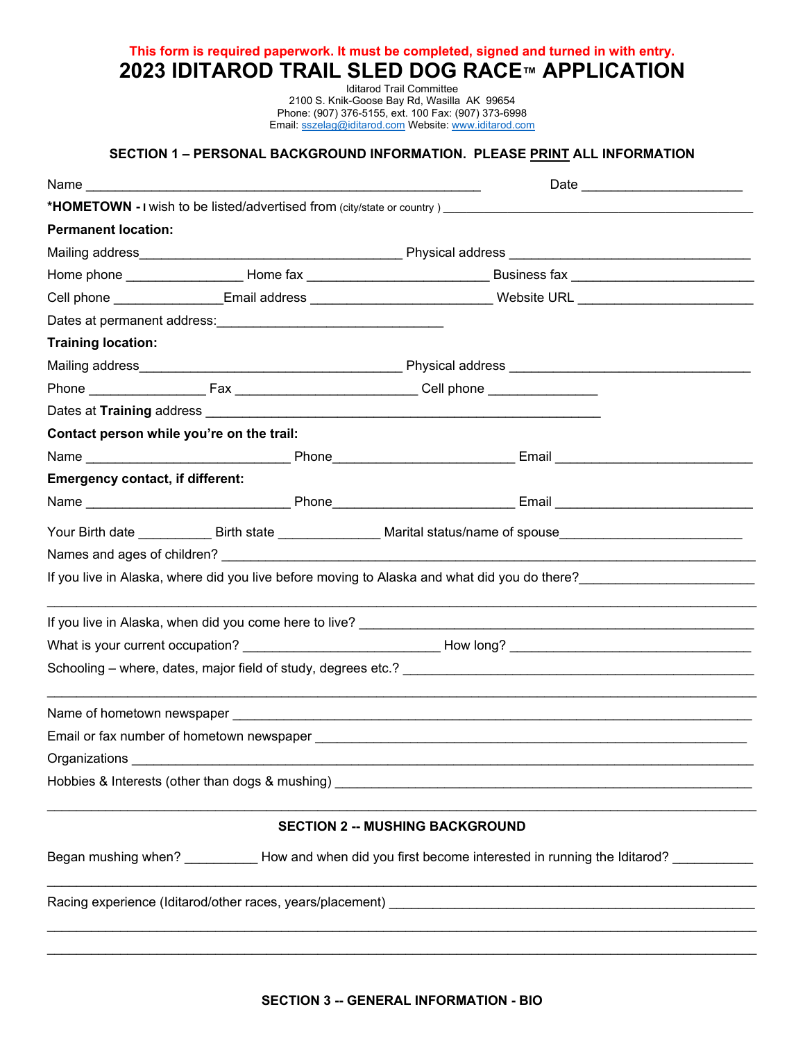**This form is required paperwork. It must be completed, signed and turned in with entry.**

# 2023 IDITAROD TRAIL SLED DOG RACE™ APPLICATION

Iditarod Trail Committee
2100 S. Knik-Goose Bay Rd, Wasilla AK 99654
Phone: (907) 376-5155, ext. 100 Fax: (907) 373-6998
Email: sszelag@iditarod.com Website: www.iditarod.com

## SECTION 1 – PERSONAL BACKGROUND INFORMATION. PLEASE PRINT ALL INFORMATION

Name ______________________________________________________ Date ______________________

***HOMETOWN** - I wish to be listed/advertised from (city/state or country ) ____________________________________________

**Permanent location:**

Mailing address____________________________________ Physical address _________________________________

Home phone _______________ Home fax _________________________ Business fax _________________________

Cell phone ______________ Email address ________________________ Website URL ________________________

Dates at permanent address:_______________________________

**Training location:**

Mailing address____________________________________ Physical address _________________________________

Phone _______________ Fax _________________________ Cell phone _______________

Dates at **Training** address ___________________________________________________

**Contact person while you're on the trail:**

Name ____________________________ Phone________________________ Email ___________________________

**Emergency contact, if different:**

Name ____________________________ Phone________________________ Email ___________________________

Your Birth date __________ Birth state ______________ Marital status/name of spouse________________________

Names and ages of children? ___________________________________________________________________________

If you live in Alaska, where did you live before moving to Alaska and what did you do there?_______________________

_____________________________________________________________________________________________

If you live in Alaska, when did you come here to live? ______________________________________________________

What is your current occupation? ___________________________ How long? _________________________________

Schooling – where, dates, major field of study, degrees etc.? _______________________________________________

_____________________________________________________________________________________________

Name of hometown newspaper ______________________________________________________________________

Email or fax number of hometown newspaper ___________________________________________________________

Organizations _____________________________________________________________________________________

Hobbies & Interests (other than dogs & mushing) ________________________________________________________

_____________________________________________________________________________________________

## SECTION 2 -- MUSHING BACKGROUND

Began mushing when? __________ How and when did you first become interested in running the Iditarod? ___________

_____________________________________________________________________________________________

Racing experience (Iditarod/other races, years/placement) _________________________________________________

_____________________________________________________________________________________________

_____________________________________________________________________________________________

## SECTION 3 -- GENERAL INFORMATION - BIO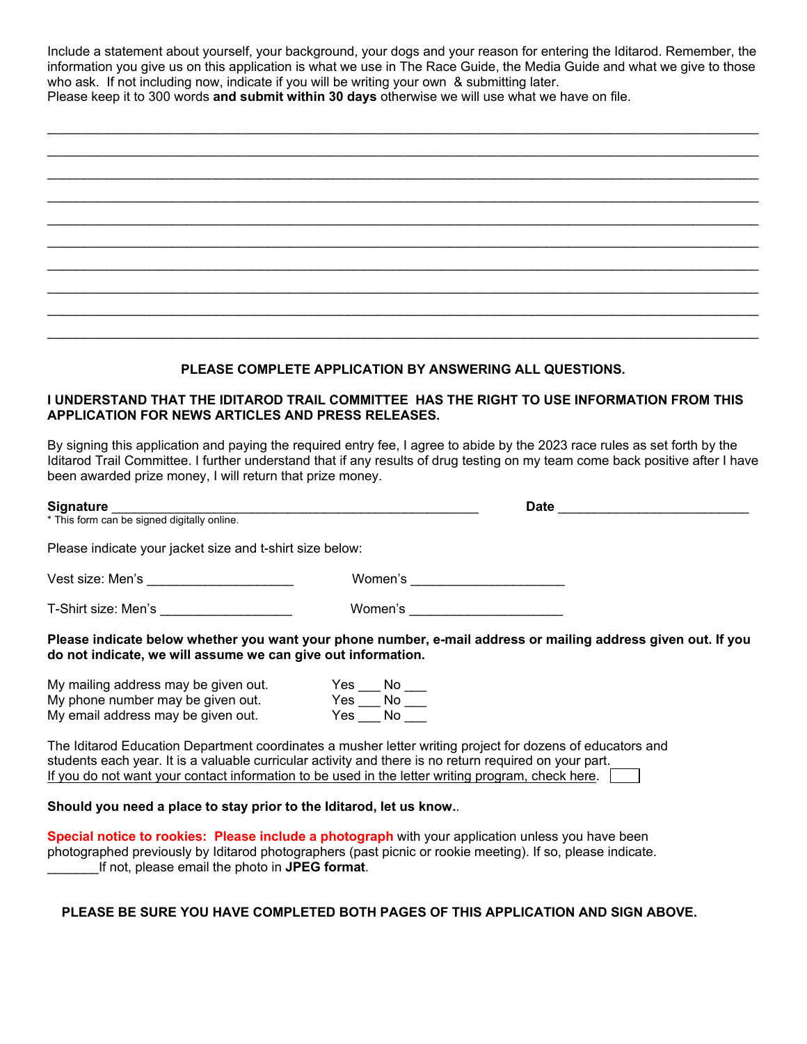Include a statement about yourself, your background, your dogs and your reason for entering the Iditarod. Remember, the information you give us on this application is what we use in The Race Guide, the Media Guide and what we give to those who ask. If not including now, indicate if you will be writing your own & submitting later.
Please keep it to 300 words **and submit within 30 days** otherwise we will use what we have on file.

_______________________________________________________________________________

_______________________________________________________________________________

_______________________________________________________________________________

_______________________________________________________________________________

_______________________________________________________________________________

_______________________________________________________________________________

_______________________________________________________________________________

_______________________________________________________________________________

_______________________________________________________________________________

_______________________________________________________________________________

**PLEASE COMPLETE APPLICATION BY ANSWERING ALL QUESTIONS.**

**I UNDERSTAND THAT THE IDITAROD TRAIL COMMITTEE HAS THE RIGHT TO USE INFORMATION FROM THIS APPLICATION FOR NEWS ARTICLES AND PRESS RELEASES.**

By signing this application and paying the required entry fee, I agree to abide by the 2023 race rules as set forth by the Iditarod Trail Committee. I further understand that if any results of drug testing on my team come back positive after I have been awarded prize money, I will return that prize money.

**Signature** ____________________________________________ **Date** ______________________

* This form can be signed digitally online.

Please indicate your jacket size and t-shirt size below:

Vest size: Men's ___________________ Women's ____________________

T-Shirt size: Men's _________________ Women's ____________________

**Please indicate below whether you want your phone number, e-mail address or mailing address given out. If you do not indicate, we will assume we can give out information.**

My mailing address may be given out. Yes ___ No ___
My phone number may be given out. Yes ___ No ___
My email address may be given out. Yes ___ No ___

The Iditarod Education Department coordinates a musher letter writing project for dozens of educators and students each year. It is a valuable curricular activity and there is no return required on your part.
If you do not want your contact information to be used in the letter writing program, check here. ☐

**Should you need a place to stay prior to the Iditarod, let us know.**.

**Special notice to rookies: Please include a photograph** with your application unless you have been photographed previously by Iditarod photographers (past picnic or rookie meeting). If so, please indicate. _______If not, please email the photo in **JPEG format**.

**PLEASE BE SURE YOU HAVE COMPLETED BOTH PAGES OF THIS APPLICATION AND SIGN ABOVE.**